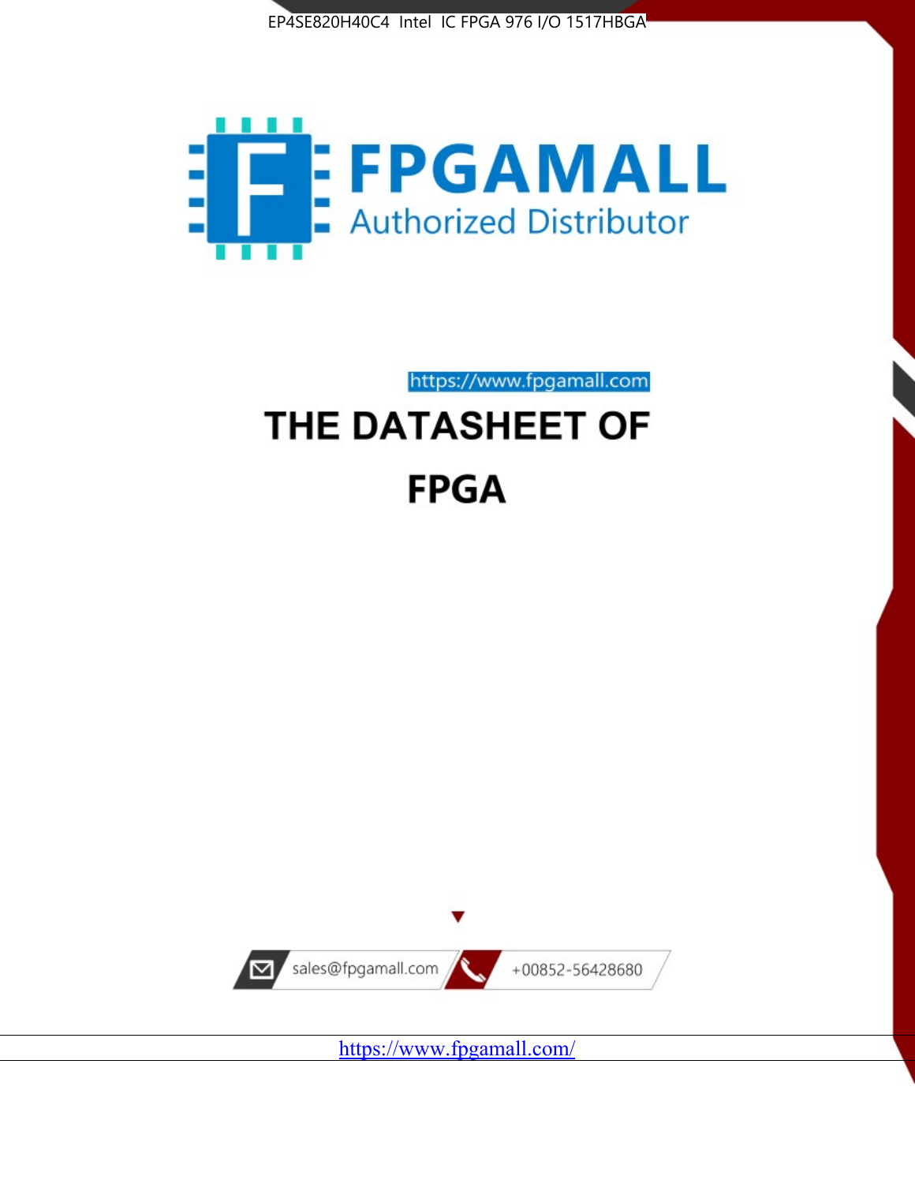EP4SE820H40C4 Intel IC FPGA 976 I/O 1517HBGA

FPGAMALL

Authorized Distributor

https://www.fpgamall.com

# THE DATASHEET OF

# FPGA

sales@fpgamall.com

+00852-56428680

https://www.fpgamall.com/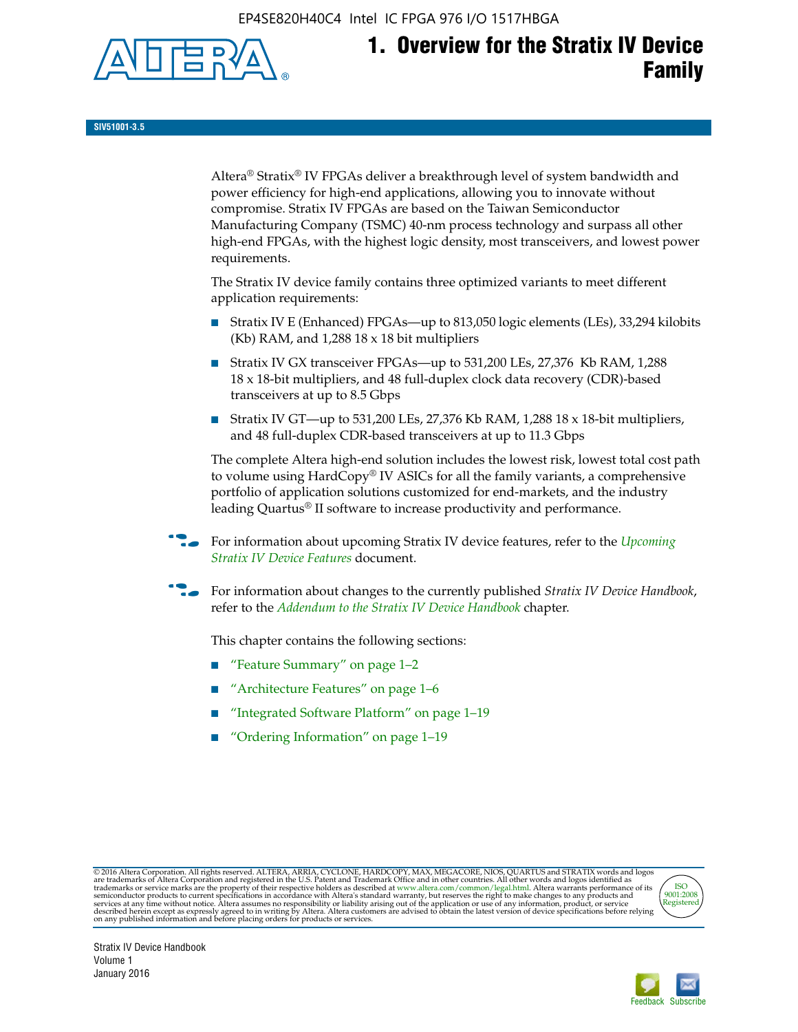# 1. Overview for the Stratix IV Device Family

SIV51001-3.5

Altera® Stratix® IV FPGAs deliver a breakthrough level of system bandwidth and power efficiency for high-end applications, allowing you to innovate without compromise. Stratix IV FPGAs are based on the Taiwan Semiconductor Manufacturing Company (TSMC) 40-nm process technology and surpass all other high-end FPGAs, with the highest logic density, most transceivers, and lowest power requirements.

The Stratix IV device family contains three optimized variants to meet different application requirements:

- Stratix IV E (Enhanced) FPGAs—up to 813,050 logic elements (LEs), 33,294 kilobits (Kb) RAM, and 1,288 18 x 18 bit multipliers
- Stratix IV GX transceiver FPGAs—up to 531,200 LEs, 27,376 Kb RAM, 1,288 18 x 18-bit multipliers, and 48 full-duplex clock data recovery (CDR)-based transceivers at up to 8.5 Gbps
- Stratix IV GT—up to 531,200 LEs, 27,376 Kb RAM, 1,288 18 x 18-bit multipliers, and 48 full-duplex CDR-based transceivers at up to 11.3 Gbps

The complete Altera high-end solution includes the lowest risk, lowest total cost path to volume using HardCopy® IV ASICs for all the family variants, a comprehensive portfolio of application solutions customized for end-markets, and the industry leading Quartus® II software to increase productivity and performance.

For information about upcoming Stratix IV device features, refer to the *Upcoming Stratix IV Device Features* document.

For information about changes to the currently published *Stratix IV Device Handbook*, refer to the *Addendum to the Stratix IV Device Handbook* chapter.

This chapter contains the following sections:

- "Feature Summary" on page 1–2
- "Architecture Features" on page 1–6
- "Integrated Software Platform" on page 1–19
- "Ordering Information" on page 1–19

© 2016 Altera Corporation. All rights reserved. ALTERA, ARRIA, CYCLONE, HARDCOPY, MAX, MEGACORE, NIOS, QUARTUS and STRATIX words and logos are trademarks of Altera Corporation and registered in the U.S. Patent and Trademark Office and in other countries. All other words and logos identified as trademarks or service marks are the property of their respective holders as described at www.altera.com/common/legal.html. Altera warrants performance of its semiconductor products to current specifications in accordance with Altera's standard warranty, but reserves the right to make changes to any products and services at any time without notice. Altera assumes no responsibility or liability arising out of the application or use of any information, product, or service described herein except as expressly agreed to in writing by Altera. Altera customers are advised to obtain the latest version of device specifications before relying on any published information and before placing orders for products or services.

Stratix IV Device Handbook
Volume 1
January 2016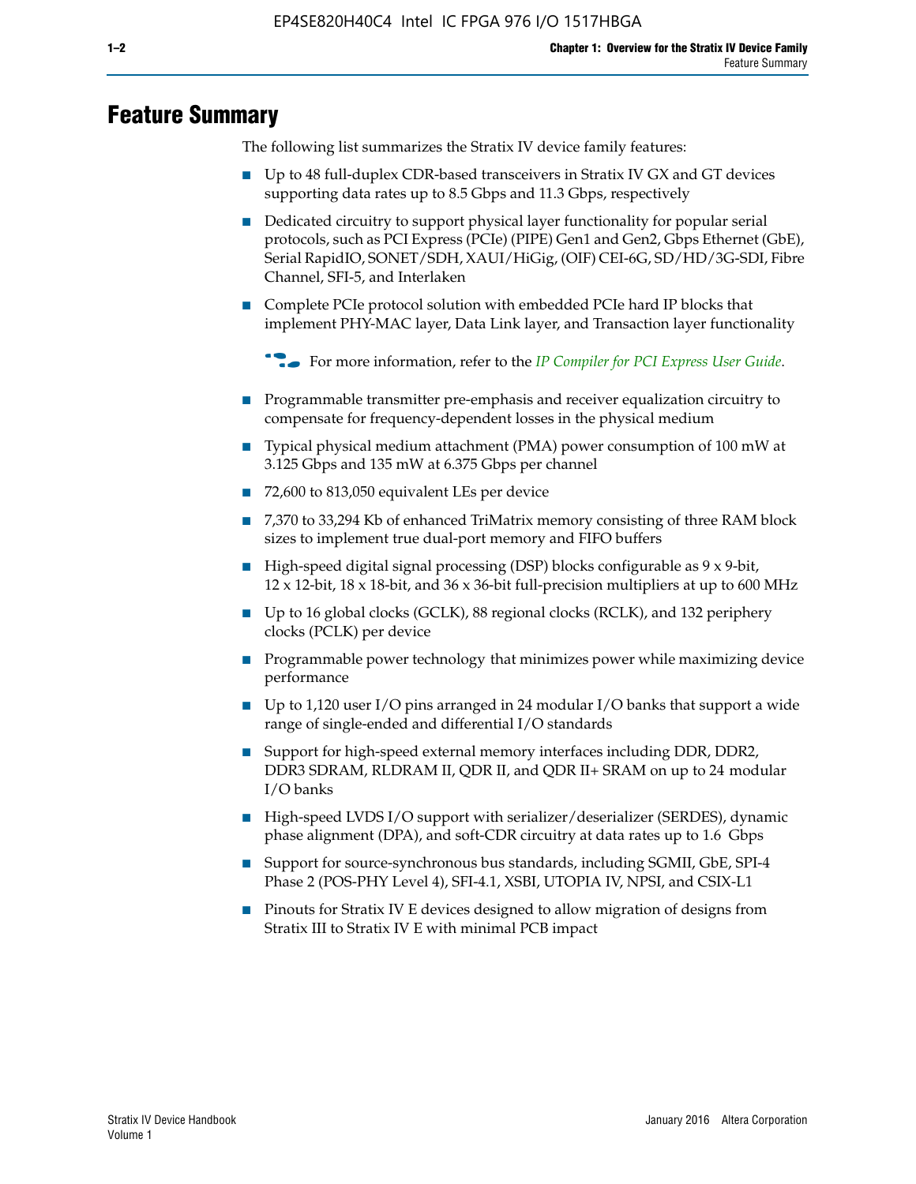# Feature Summary

The following list summarizes the Stratix IV device family features:

- Up to 48 full-duplex CDR-based transceivers in Stratix IV GX and GT devices supporting data rates up to 8.5 Gbps and 11.3 Gbps, respectively
- Dedicated circuitry to support physical layer functionality for popular serial protocols, such as PCI Express (PCIe) (PIPE) Gen1 and Gen2, Gbps Ethernet (GbE), Serial RapidIO, SONET/SDH, XAUI/HiGig, (OIF) CEI-6G, SD/HD/3G-SDI, Fibre Channel, SFI-5, and Interlaken
- Complete PCIe protocol solution with embedded PCIe hard IP blocks that implement PHY-MAC layer, Data Link layer, and Transaction layer functionality

For more information, refer to the *IP Compiler for PCI Express User Guide*.

- Programmable transmitter pre-emphasis and receiver equalization circuitry to compensate for frequency-dependent losses in the physical medium
- Typical physical medium attachment (PMA) power consumption of 100 mW at 3.125 Gbps and 135 mW at 6.375 Gbps per channel
- 72,600 to 813,050 equivalent LEs per device
- 7,370 to 33,294 Kb of enhanced TriMatrix memory consisting of three RAM block sizes to implement true dual-port memory and FIFO buffers
- High-speed digital signal processing (DSP) blocks configurable as 9 x 9-bit, 12 x 12-bit, 18 x 18-bit, and 36 x 36-bit full-precision multipliers at up to 600 MHz
- Up to 16 global clocks (GCLK), 88 regional clocks (RCLK), and 132 periphery clocks (PCLK) per device
- Programmable power technology that minimizes power while maximizing device performance
- Up to 1,120 user I/O pins arranged in 24 modular I/O banks that support a wide range of single-ended and differential I/O standards
- Support for high-speed external memory interfaces including DDR, DDR2, DDR3 SDRAM, RLDRAM II, QDR II, and QDR II+ SRAM on up to 24 modular I/O banks
- High-speed LVDS I/O support with serializer/deserializer (SERDES), dynamic phase alignment (DPA), and soft-CDR circuitry at data rates up to 1.6 Gbps
- Support for source-synchronous bus standards, including SGMII, GbE, SPI-4 Phase 2 (POS-PHY Level 4), SFI-4.1, XSBI, UTOPIA IV, NPSI, and CSIX-L1
- Pinouts for Stratix IV E devices designed to allow migration of designs from Stratix III to Stratix IV E with minimal PCB impact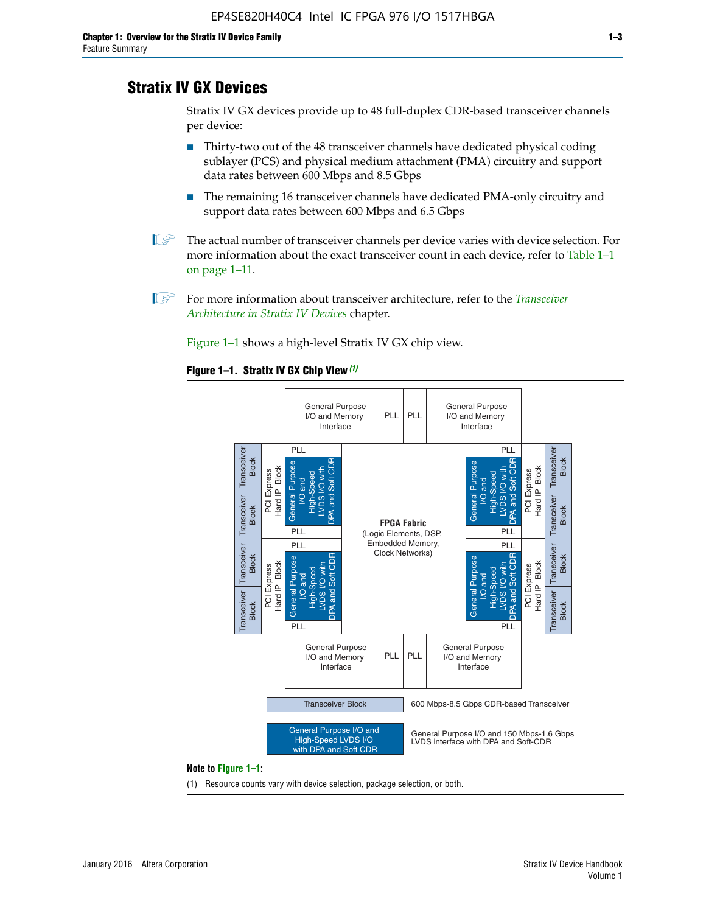## Stratix IV GX Devices

Stratix IV GX devices provide up to 48 full-duplex CDR-based transceiver channels per device:

- Thirty-two out of the 48 transceiver channels have dedicated physical coding sublayer (PCS) and physical medium attachment (PMA) circuitry and support data rates between 600 Mbps and 8.5 Gbps
- The remaining 16 transceiver channels have dedicated PMA-only circuitry and support data rates between 600 Mbps and 6.5 Gbps

The actual number of transceiver channels per device varies with device selection. For more information about the exact transceiver count in each device, refer to Table 1–1 on page 1–11.

For more information about transceiver architecture, refer to the *Transceiver Architecture in Stratix IV Devices* chapter.

Figure 1–1 shows a high-level Stratix IV GX chip view.

**Figure 1–1. Stratix IV GX Chip View** *(1)*

General Purpose I/O and Memory Interface | PLL | PLL | General Purpose I/O and Memory Interface

Transceiver Block | Transceiver Block | PCI Express Hard IP Block | PLL | General Purpose I/O and High-Speed LVDS I/O with DPA and Soft CDR | PLL

Transceiver Block | Transceiver Block | PCI Express Hard IP Block | PLL | General Purpose I/O and High-Speed LVDS I/O with DPA and Soft CDR | PLL

**FPGA Fabric** (Logic Elements, DSP, Embedded Memory, Clock Networks)

General Purpose I/O and Memory Interface | PLL | PLL | General Purpose I/O and Memory Interface

Transceiver Block: 600 Mbps-8.5 Gbps CDR-based Transceiver

General Purpose I/O and High-Speed LVDS I/O with DPA and Soft CDR: General Purpose I/O and 150 Mbps-1.6 Gbps LVDS interface with DPA and Soft-CDR

**Note to Figure 1–1:**

(1) Resource counts vary with device selection, package selection, or both.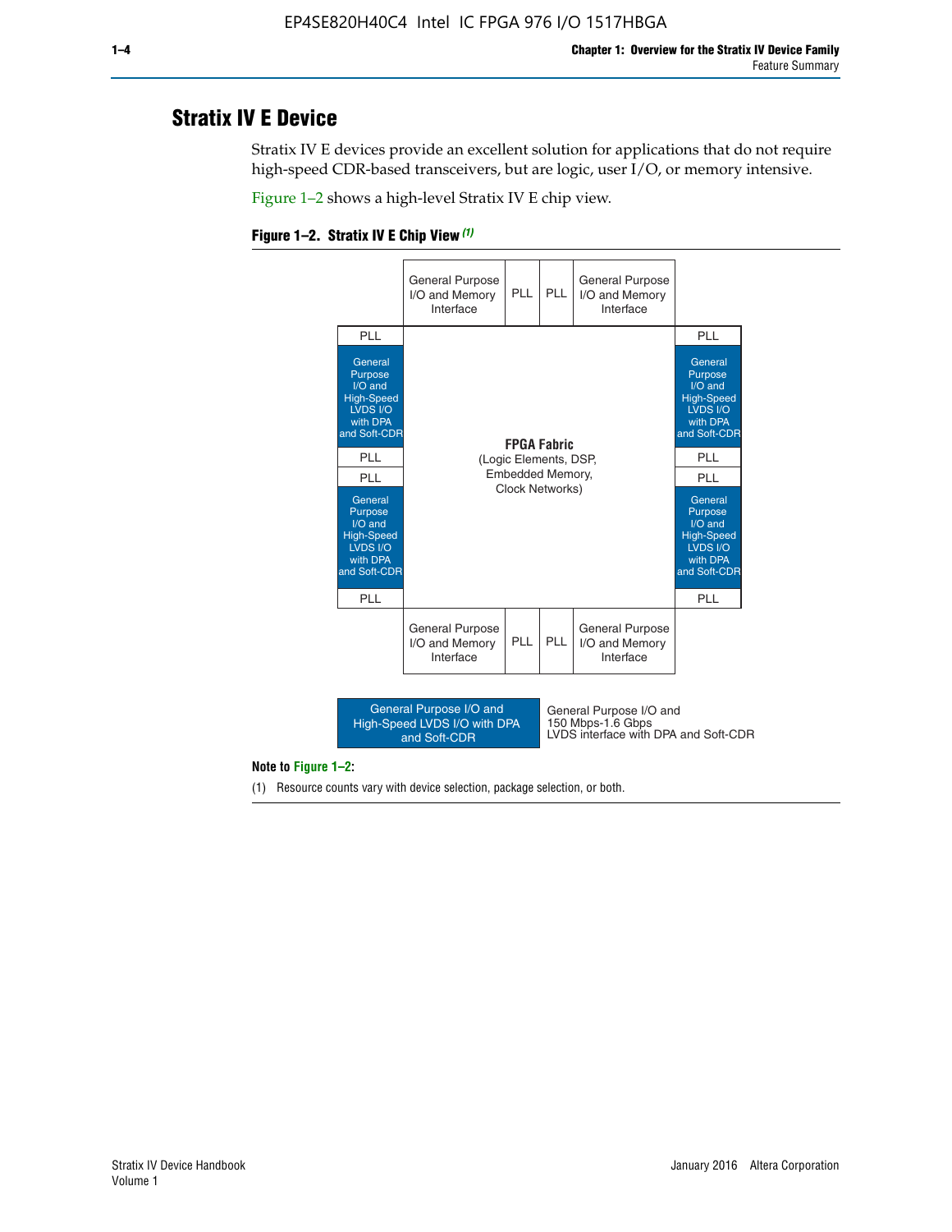## Stratix IV E Device

Stratix IV E devices provide an excellent solution for applications that do not require high-speed CDR-based transceivers, but are logic, user I/O, or memory intensive.

Figure 1–2 shows a high-level Stratix IV E chip view.

**Figure 1–2. Stratix IV E Chip View (1)**

General Purpose I/O and Memory Interface | PLL | PLL | General Purpose I/O and Memory Interface

PLL | General Purpose I/O and High-Speed LVDS I/O with DPA and Soft-CDR | PLL | PLL | General Purpose I/O and High-Speed LVDS I/O with DPA and Soft-CDR | PLL

**FPGA Fabric**
(Logic Elements, DSP, Embedded Memory, Clock Networks)

PLL | General Purpose I/O and High-Speed LVDS I/O with DPA and Soft-CDR | PLL | PLL | General Purpose I/O and High-Speed LVDS I/O with DPA and Soft-CDR | PLL

General Purpose I/O and Memory Interface | PLL | PLL | General Purpose I/O and Memory Interface

General Purpose I/O and High-Speed LVDS I/O with DPA and Soft-CDR — General Purpose I/O and 150 Mbps-1.6 Gbps LVDS interface with DPA and Soft-CDR

**Note to Figure 1–2:**

(1) Resource counts vary with device selection, package selection, or both.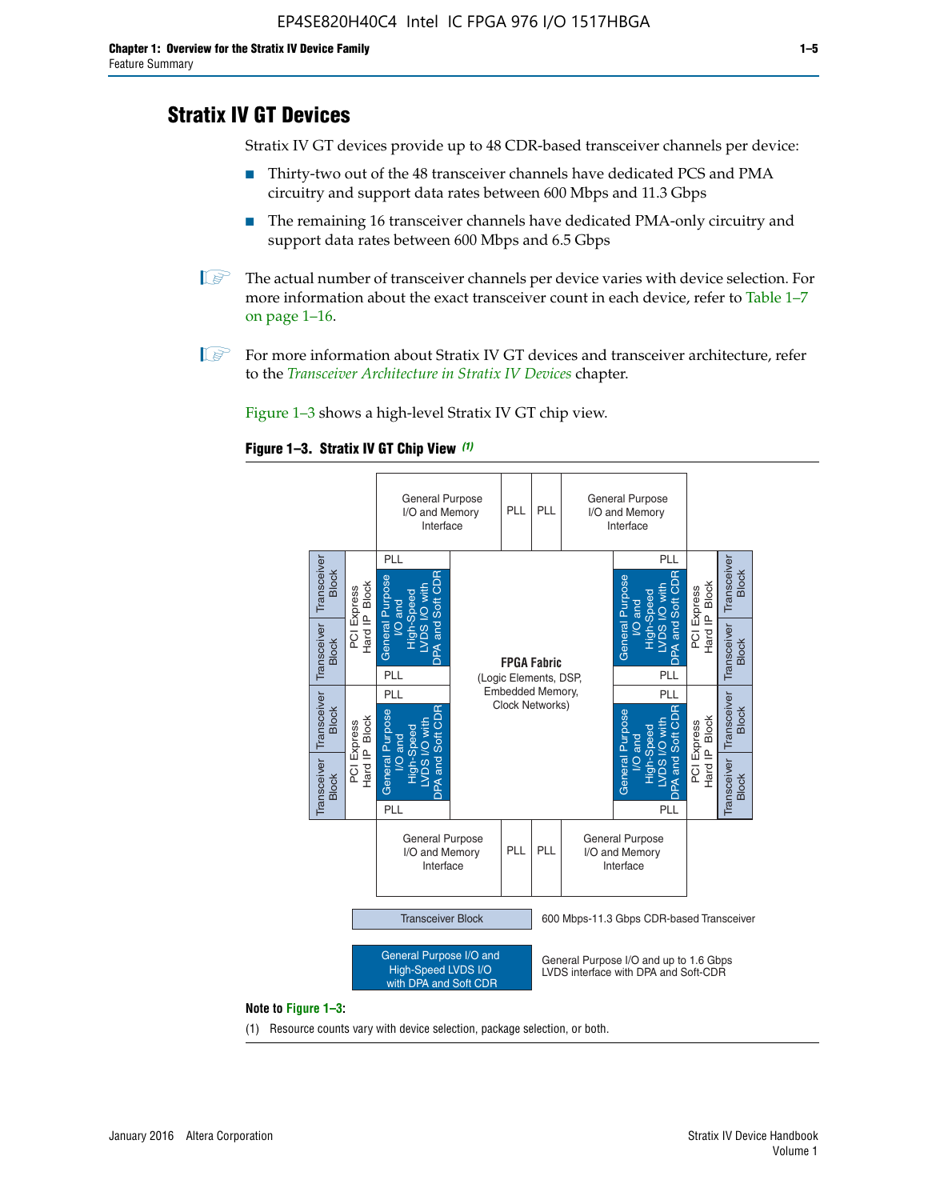## Stratix IV GT Devices

Stratix IV GT devices provide up to 48 CDR-based transceiver channels per device:

- Thirty-two out of the 48 transceiver channels have dedicated PCS and PMA circuitry and support data rates between 600 Mbps and 11.3 Gbps
- The remaining 16 transceiver channels have dedicated PMA-only circuitry and support data rates between 600 Mbps and 6.5 Gbps

The actual number of transceiver channels per device varies with device selection. For more information about the exact transceiver count in each device, refer to Table 1–7 on page 1–16.

For more information about Stratix IV GT devices and transceiver architecture, refer to the *Transceiver Architecture in Stratix IV Devices* chapter.

Figure 1–3 shows a high-level Stratix IV GT chip view.

**Figure 1–3. Stratix IV GT Chip View** *(1)*

| Transceiver Block | 600 Mbps-11.3 Gbps CDR-based Transceiver |
|---|---|
| General Purpose I/O and High-Speed LVDS I/O with DPA and Soft CDR | General Purpose I/O and up to 1.6 Gbps LVDS interface with DPA and Soft-CDR |

**Note to Figure 1–3:**

(1) Resource counts vary with device selection, package selection, or both.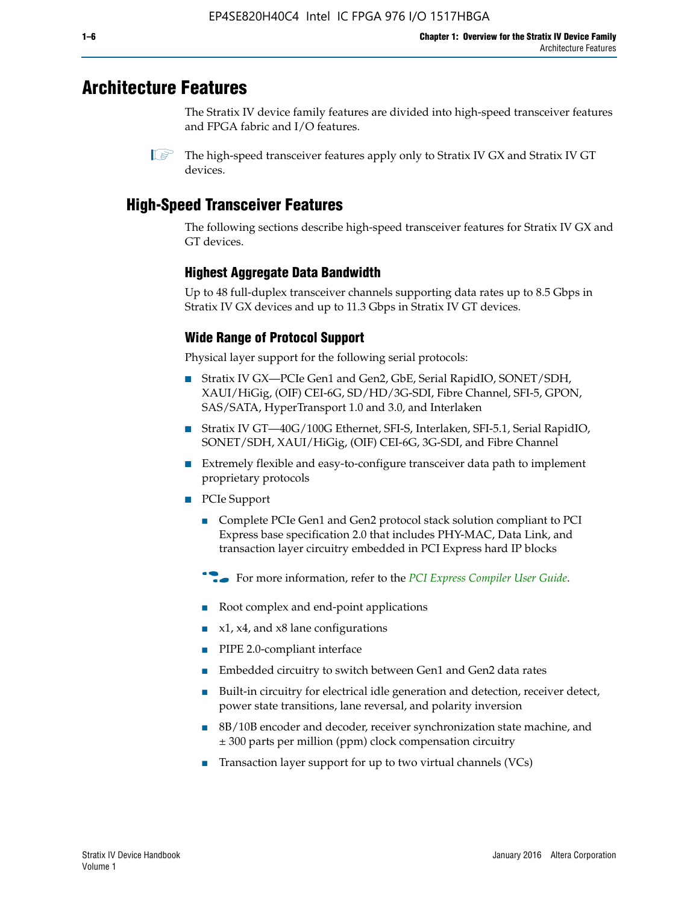# Architecture Features

The Stratix IV device family features are divided into high-speed transceiver features and FPGA fabric and I/O features.

The high-speed transceiver features apply only to Stratix IV GX and Stratix IV GT devices.

## High-Speed Transceiver Features

The following sections describe high-speed transceiver features for Stratix IV GX and GT devices.

### Highest Aggregate Data Bandwidth

Up to 48 full-duplex transceiver channels supporting data rates up to 8.5 Gbps in Stratix IV GX devices and up to 11.3 Gbps in Stratix IV GT devices.

### Wide Range of Protocol Support

Physical layer support for the following serial protocols:

- Stratix IV GX—PCIe Gen1 and Gen2, GbE, Serial RapidIO, SONET/SDH, XAUI/HiGig, (OIF) CEI-6G, SD/HD/3G-SDI, Fibre Channel, SFI-5, GPON, SAS/SATA, HyperTransport 1.0 and 3.0, and Interlaken
- Stratix IV GT—40G/100G Ethernet, SFI-S, Interlaken, SFI-5.1, Serial RapidIO, SONET/SDH, XAUI/HiGig, (OIF) CEI-6G, 3G-SDI, and Fibre Channel
- Extremely flexible and easy-to-configure transceiver data path to implement proprietary protocols
- PCIe Support
  - Complete PCIe Gen1 and Gen2 protocol stack solution compliant to PCI Express base specification 2.0 that includes PHY-MAC, Data Link, and transaction layer circuitry embedded in PCI Express hard IP blocks

    For more information, refer to the *PCI Express Compiler User Guide*.

  - Root complex and end-point applications
  - x1, x4, and x8 lane configurations
  - PIPE 2.0-compliant interface
  - Embedded circuitry to switch between Gen1 and Gen2 data rates
  - Built-in circuitry for electrical idle generation and detection, receiver detect, power state transitions, lane reversal, and polarity inversion
  - 8B/10B encoder and decoder, receiver synchronization state machine, and ± 300 parts per million (ppm) clock compensation circuitry
  - Transaction layer support for up to two virtual channels (VCs)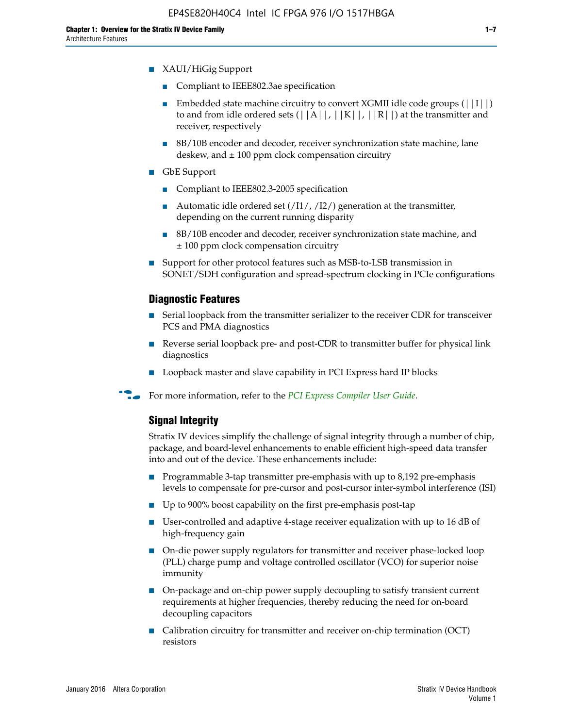- XAUI/HiGig Support
  - Compliant to IEEE802.3ae specification
  - Embedded state machine circuitry to convert XGMII idle code groups (||I||) to and from idle ordered sets (||A||, ||K||, ||R||) at the transmitter and receiver, respectively
  - 8B/10B encoder and decoder, receiver synchronization state machine, lane deskew, and ± 100 ppm clock compensation circuitry
- GbE Support
  - Compliant to IEEE802.3-2005 specification
  - Automatic idle ordered set (/I1/, /I2/) generation at the transmitter, depending on the current running disparity
  - 8B/10B encoder and decoder, receiver synchronization state machine, and ± 100 ppm clock compensation circuitry
- Support for other protocol features such as MSB-to-LSB transmission in SONET/SDH configuration and spread-spectrum clocking in PCIe configurations

### Diagnostic Features

- Serial loopback from the transmitter serializer to the receiver CDR for transceiver PCS and PMA diagnostics
- Reverse serial loopback pre- and post-CDR to transmitter buffer for physical link diagnostics
- Loopback master and slave capability in PCI Express hard IP blocks

For more information, refer to the *PCI Express Compiler User Guide*.

### Signal Integrity

Stratix IV devices simplify the challenge of signal integrity through a number of chip, package, and board-level enhancements to enable efficient high-speed data transfer into and out of the device. These enhancements include:

- Programmable 3-tap transmitter pre-emphasis with up to 8,192 pre-emphasis levels to compensate for pre-cursor and post-cursor inter-symbol interference (ISI)
- Up to 900% boost capability on the first pre-emphasis post-tap
- User-controlled and adaptive 4-stage receiver equalization with up to 16 dB of high-frequency gain
- On-die power supply regulators for transmitter and receiver phase-locked loop (PLL) charge pump and voltage controlled oscillator (VCO) for superior noise immunity
- On-package and on-chip power supply decoupling to satisfy transient current requirements at higher frequencies, thereby reducing the need for on-board decoupling capacitors
- Calibration circuitry for transmitter and receiver on-chip termination (OCT) resistors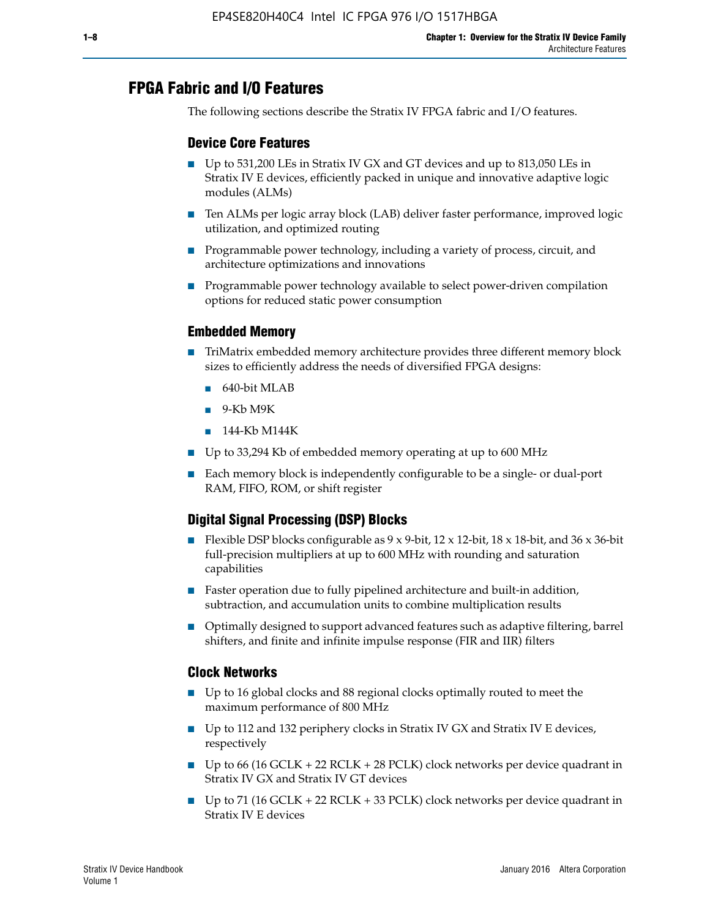## FPGA Fabric and I/O Features

The following sections describe the Stratix IV FPGA fabric and I/O features.

### Device Core Features

- Up to 531,200 LEs in Stratix IV GX and GT devices and up to 813,050 LEs in Stratix IV E devices, efficiently packed in unique and innovative adaptive logic modules (ALMs)
- Ten ALMs per logic array block (LAB) deliver faster performance, improved logic utilization, and optimized routing
- Programmable power technology, including a variety of process, circuit, and architecture optimizations and innovations
- Programmable power technology available to select power-driven compilation options for reduced static power consumption

### Embedded Memory

- TriMatrix embedded memory architecture provides three different memory block sizes to efficiently address the needs of diversified FPGA designs:
  - 640-bit MLAB
  - 9-Kb M9K
  - 144-Kb M144K
- Up to 33,294 Kb of embedded memory operating at up to 600 MHz
- Each memory block is independently configurable to be a single- or dual-port RAM, FIFO, ROM, or shift register

### Digital Signal Processing (DSP) Blocks

- Flexible DSP blocks configurable as 9 x 9-bit, 12 x 12-bit, 18 x 18-bit, and 36 x 36-bit full-precision multipliers at up to 600 MHz with rounding and saturation capabilities
- Faster operation due to fully pipelined architecture and built-in addition, subtraction, and accumulation units to combine multiplication results
- Optimally designed to support advanced features such as adaptive filtering, barrel shifters, and finite and infinite impulse response (FIR and IIR) filters

### Clock Networks

- Up to 16 global clocks and 88 regional clocks optimally routed to meet the maximum performance of 800 MHz
- Up to 112 and 132 periphery clocks in Stratix IV GX and Stratix IV E devices, respectively
- Up to 66 (16 GCLK + 22 RCLK + 28 PCLK) clock networks per device quadrant in Stratix IV GX and Stratix IV GT devices
- Up to 71 (16 GCLK + 22 RCLK + 33 PCLK) clock networks per device quadrant in Stratix IV E devices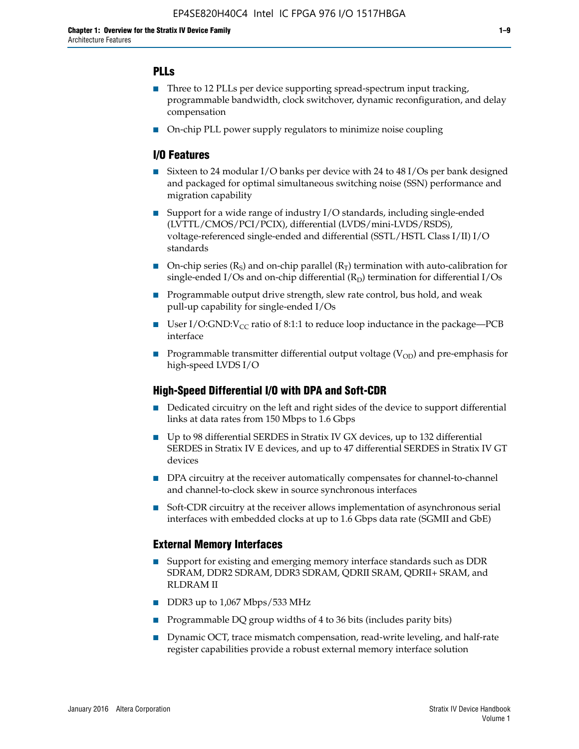### PLLs

- Three to 12 PLLs per device supporting spread-spectrum input tracking, programmable bandwidth, clock switchover, dynamic reconfiguration, and delay compensation
- On-chip PLL power supply regulators to minimize noise coupling

### I/O Features

- Sixteen to 24 modular I/O banks per device with 24 to 48 I/Os per bank designed and packaged for optimal simultaneous switching noise (SSN) performance and migration capability
- Support for a wide range of industry I/O standards, including single-ended (LVTTL/CMOS/PCI/PCIX), differential (LVDS/mini-LVDS/RSDS), voltage-referenced single-ended and differential (SSTL/HSTL Class I/II) I/O standards
- On-chip series ($R_S$) and on-chip parallel ($R_T$) termination with auto-calibration for single-ended I/Os and on-chip differential ($R_D$) termination for differential I/Os
- Programmable output drive strength, slew rate control, bus hold, and weak pull-up capability for single-ended I/Os
- User I/O:GND:$V_{CC}$ ratio of 8:1:1 to reduce loop inductance in the package—PCB interface
- Programmable transmitter differential output voltage ($V_{OD}$) and pre-emphasis for high-speed LVDS I/O

### High-Speed Differential I/O with DPA and Soft-CDR

- Dedicated circuitry on the left and right sides of the device to support differential links at data rates from 150 Mbps to 1.6 Gbps
- Up to 98 differential SERDES in Stratix IV GX devices, up to 132 differential SERDES in Stratix IV E devices, and up to 47 differential SERDES in Stratix IV GT devices
- DPA circuitry at the receiver automatically compensates for channel-to-channel and channel-to-clock skew in source synchronous interfaces
- Soft-CDR circuitry at the receiver allows implementation of asynchronous serial interfaces with embedded clocks at up to 1.6 Gbps data rate (SGMII and GbE)

### External Memory Interfaces

- Support for existing and emerging memory interface standards such as DDR SDRAM, DDR2 SDRAM, DDR3 SDRAM, QDRII SRAM, QDRII+ SRAM, and RLDRAM II
- DDR3 up to 1,067 Mbps/533 MHz
- Programmable DQ group widths of 4 to 36 bits (includes parity bits)
- Dynamic OCT, trace mismatch compensation, read-write leveling, and half-rate register capabilities provide a robust external memory interface solution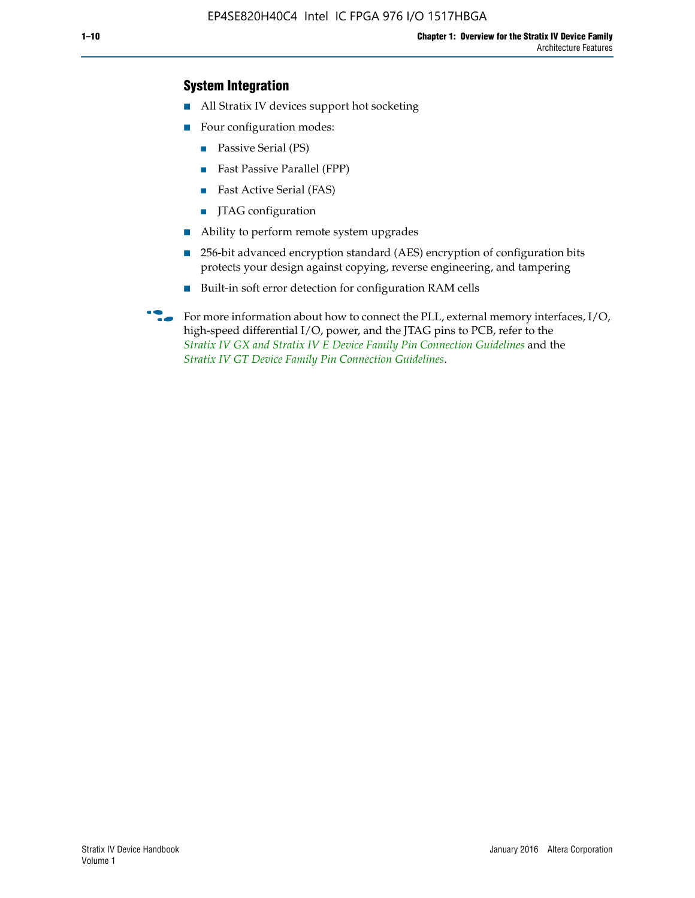## System Integration

- All Stratix IV devices support hot socketing
- Four configuration modes:
  - Passive Serial (PS)
  - Fast Passive Parallel (FPP)
  - Fast Active Serial (FAS)
  - JTAG configuration
- Ability to perform remote system upgrades
- 256-bit advanced encryption standard (AES) encryption of configuration bits protects your design against copying, reverse engineering, and tampering
- Built-in soft error detection for configuration RAM cells

For more information about how to connect the PLL, external memory interfaces, I/O, high-speed differential I/O, power, and the JTAG pins to PCB, refer to the *Stratix IV GX and Stratix IV E Device Family Pin Connection Guidelines* and the *Stratix IV GT Device Family Pin Connection Guidelines*.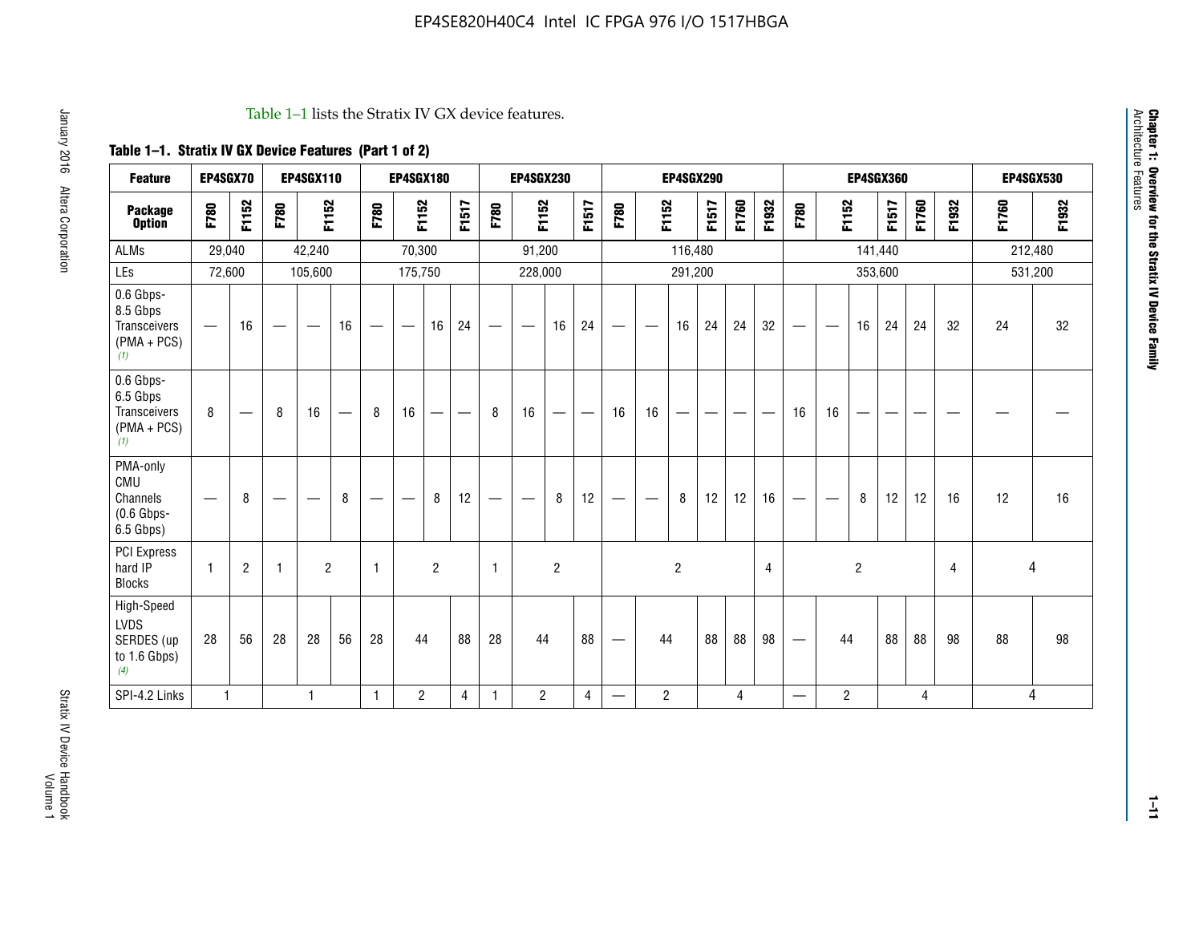Table 1–1 lists the Stratix IV GX device features.

**Table 1–1. Stratix IV GX Device Features (Part 1 of 2)**

| Feature | EP4SGX70 | | EP4SGX110 | | | EP4SGX180 | | | | EP4SGX230 | | | | EP4SGX290 | | | | | | EP4SGX360 | | | | | | EP4SGX530 | |
|---|---|---|---|---|---|---|---|---|---|---|---|---|---|---|---|---|---|---|---|---|---|---|---|---|---|---|---|
| **Package Option** | F780 | F1152 | F780 | F1152 | | F780 | F1152 | | F1517 | F780 | F1152 | | F1517 | F780 | F1152 | | F1517 | F1760 | F1932 | F780 | F1152 | | F1517 | F1760 | F1932 | F1760 | F1932 |
| ALMs | 29,040 | | 42,240 | | | 70,300 | | | | 91,200 | | | | 116,480 | | | | | | 141,440 | | | | | | 212,480 | |
| LEs | 72,600 | | 105,600 | | | 175,750 | | | | 228,000 | | | | 291,200 | | | | | | 353,600 | | | | | | 531,200 | |
| 0.6 Gbps-8.5 Gbps Transceivers (PMA + PCS) *(1)* | — | 16 | — | — | 16 | — | — | 16 | 24 | — | — | 16 | 24 | — | — | 16 | 24 | 24 | 32 | — | — | 16 | 24 | 24 | 32 | 24 | 32 |
| 0.6 Gbps-6.5 Gbps Transceivers (PMA + PCS) *(1)* | 8 | — | 8 | 16 | — | 8 | 16 | — | — | 8 | 16 | — | — | 16 | 16 | — | — | — | — | 16 | 16 | — | — | — | — | — | — |
| PMA-only CMU Channels (0.6 Gbps-6.5 Gbps) | — | 8 | — | — | 8 | — | — | 8 | 12 | — | — | 8 | 12 | — | — | 8 | 12 | 12 | 16 | — | — | 8 | 12 | 12 | 16 | 12 | 16 |
| PCI Express hard IP Blocks | 1 | 2 | 1 | 2 | | 1 | 2 | | | 1 | 2 | | | 2 | | | | | 4 | 2 | | | | | 4 | 4 | |
| High-Speed LVDS SERDES (up to 1.6 Gbps) *(4)* | 28 | 56 | 28 | 28 | 56 | 28 | 44 | | 88 | 28 | 44 | | 88 | — | 44 | | 88 | 88 | 98 | — | 44 | | 88 | 88 | 98 | 88 | 98 |
| SPI-4.2 Links | 1 | | 1 | | | 1 | 2 | | 4 | 1 | 2 | | 4 | — | 2 | | 4 | | | — | 2 | | 4 | | | 4 | |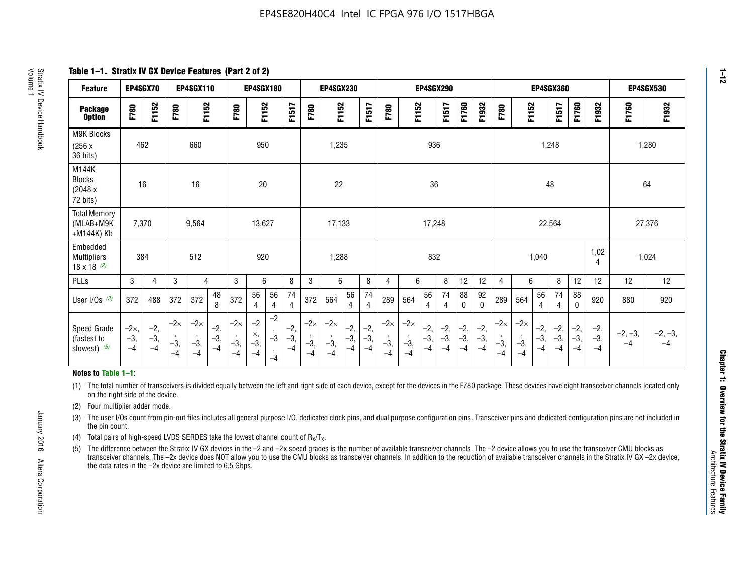## Table 1–1. Stratix IV GX Device Features (Part 2 of 2)

| Feature | EP4SGX70 | | EP4SGX110 | | | EP4SGX180 | | | | EP4SGX230 | | | | EP4SGX290 | | | | | | EP4SGX360 | | | | | | EP4SGX530 | |
|---|---|---|---|---|---|---|---|---|---|---|---|---|---|---|---|---|---|---|---|---|---|---|---|---|---|---|---|
| Package Option | F780 | F1152 | F780 | F1152 | | F780 | F1152 | | F1517 | F780 | F1152 | | F1517 | F780 | F1152 | | F1517 | F1760 | F1932 | F780 | F1152 | | F1517 | F1760 | F1932 | F1760 | F1932 |
| M9K Blocks (256 x 36 bits) | 462 | | 660 | | | 950 | | | | 1,235 | | | | 936 | | | | | | 1,248 | | | | | | 1,280 | |
| M144K Blocks (2048 x 72 bits) | 16 | | 16 | | | 20 | | | | 22 | | | | 36 | | | | | | 48 | | | | | | 64 | |
| Total Memory (MLAB+M9K +M144K) Kb | 7,370 | | 9,564 | | | 13,627 | | | | 17,133 | | | | 17,248 | | | | | | 22,564 | | | | | | 27,376 | |
| Embedded Multipliers 18 x 18 (2) | 384 | | 512 | | | 920 | | | | 1,288 | | | | 832 | | | | | | 1,040 | | | | | 1,024 | 1,024 | |
| PLLs | 3 | 4 | 3 | 4 | | 3 | 6 | | 8 | 3 | 6 | | 8 | 4 | 6 | | 8 | 12 | 12 | 4 | 6 | | 8 | 12 | 12 | 12 | 12 |
| User I/Os (3) | 372 | 488 | 372 | 372 | 488 | 372 | 564 | 564 | 744 | 372 | 564 | 564 | 744 | 289 | 564 | 564 | 744 | 880 | 920 | 289 | 564 | 564 | 744 | 880 | 920 | 880 | 920 |
| Speed Grade (fastest to slowest) (5) | −2×, −3, −4 | −2, −3, −4 | −2×, −3, −4 | −2×, −3, −4 | −2, −3, −4 | −2×, −3, −4 | −2×, −3, −4 | −2, −3, −4 | −2, −3, −4 | −2×, −3, −4 | −2×, −3, −4 | −2, −3, −4 | −2, −3, −4 | −2×, −3, −4 | −2×, −3, −4 | −2, −3, −4 | −2, −3, −4 | −2, −3, −4 | −2, −3, −4 | −2×, −3, −4 | −2×, −3, −4 | −2, −3, −4 | −2, −3, −4 | −2, −3, −4 | −2, −3, −4 | −2, −3, −4 | −2, −3, −4 |

**Notes to Table 1–1:**

(1) The total number of transceivers is divided equally between the left and right side of each device, except for the devices in the F780 package. These devices have eight transceiver channels located only on the right side of the device.

(2) Four multiplier adder mode.

(3) The user I/Os count from pin-out files includes all general purpose I/O, dedicated clock pins, and dual purpose configuration pins. Transceiver pins and dedicated configuration pins are not included in the pin count.

(4) Total pairs of high-speed LVDS SERDES take the lowest channel count of $R_X/T_X$.

(5) The difference between the Stratix IV GX devices in the –2 and –2x speed grades is the number of available transceiver channels. The –2 device allows you to use the transceiver CMU blocks as transceiver channels. The –2x device does NOT allow you to use the CMU blocks as transceiver channels. In addition to the reduction of available transceiver channels in the Stratix IV GX –2x device, the data rates in the –2x device are limited to 6.5 Gbps.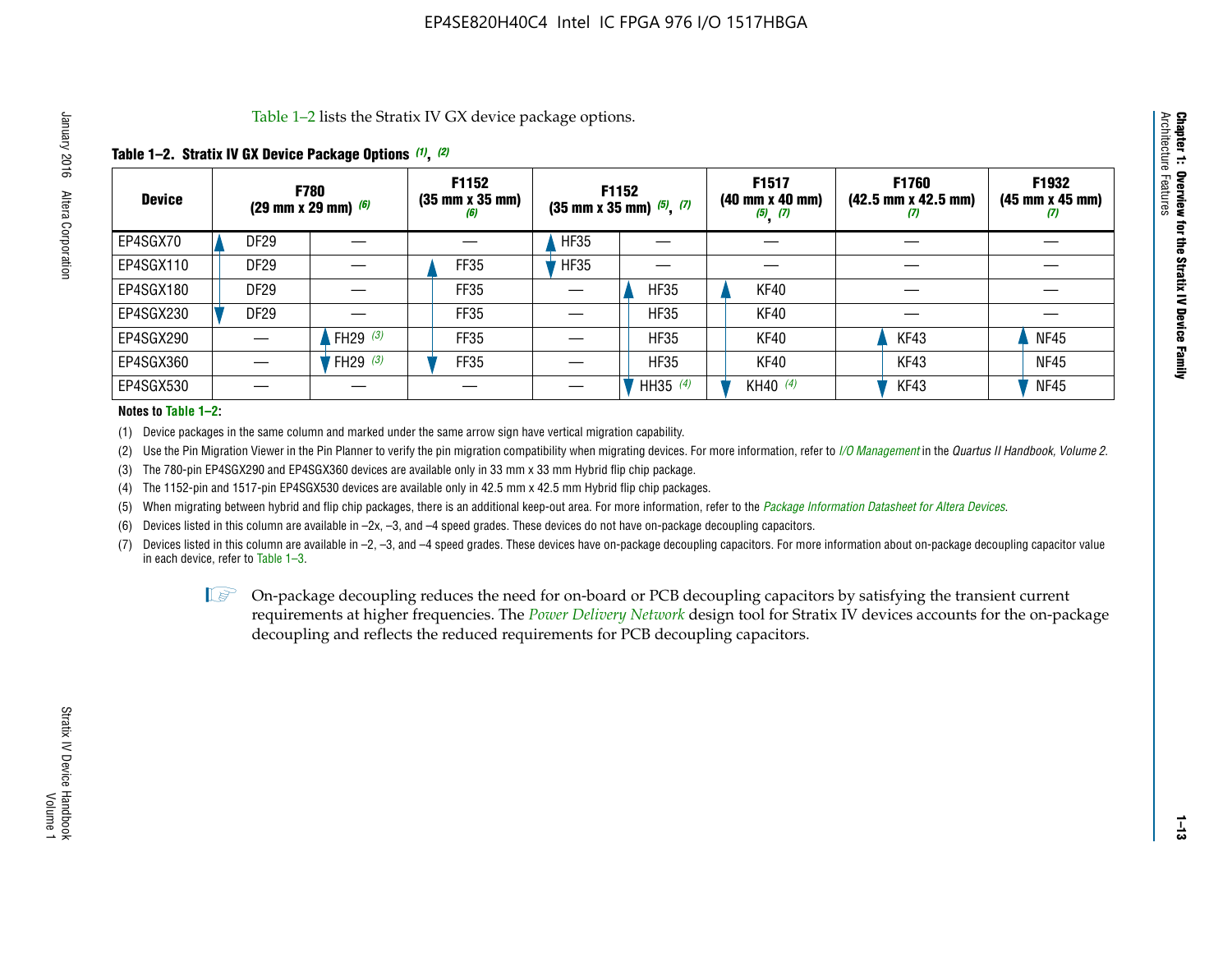Table 1–2 lists the Stratix IV GX device package options.

**Table 1–2. Stratix IV GX Device Package Options (1), (2)**

| Device | F780 (29 mm x 29 mm) (6) | | F1152 (35 mm x 35 mm) (6) | F1152 (35 mm x 35 mm) (5), (7) | | F1517 (40 mm x 40 mm) (5), (7) | F1760 (42.5 mm x 42.5 mm) (7) | F1932 (45 mm x 45 mm) (7) |
|---|---|---|---|---|---|---|---|---|
| EP4SGX70 | DF29 | — | — | HF35 | — | — | — | — |
| EP4SGX110 | DF29 | — | FF35 | HF35 | — | — | — | — |
| EP4SGX180 | DF29 | — | FF35 | — | HF35 | KF40 | — | — |
| EP4SGX230 | DF29 | — | FF35 | — | HF35 | KF40 | — | — |
| EP4SGX290 | — | FH29 (3) | FF35 | — | HF35 | KF40 | KF43 | NF45 |
| EP4SGX360 | — | FH29 (3) | FF35 | — | HF35 | KF40 | KF43 | NF45 |
| EP4SGX530 | — | — | — | — | HH35 (4) | KH40 (4) | KF43 | NF45 |

**Notes to Table 1–2:**

(1) Device packages in the same column and marked under the same arrow sign have vertical migration capability.

(2) Use the Pin Migration Viewer in the Pin Planner to verify the pin migration compatibility when migrating devices. For more information, refer to *I/O Management* in the *Quartus II Handbook, Volume 2*.

(3) The 780-pin EP4SGX290 and EP4SGX360 devices are available only in 33 mm x 33 mm Hybrid flip chip package.

(4) The 1152-pin and 1517-pin EP4SGX530 devices are available only in 42.5 mm x 42.5 mm Hybrid flip chip packages.

(5) When migrating between hybrid and flip chip packages, there is an additional keep-out area. For more information, refer to the *Package Information Datasheet for Altera Devices*.

(6) Devices listed in this column are available in –2x, –3, and –4 speed grades. These devices do not have on-package decoupling capacitors.

(7) Devices listed in this column are available in –2, –3, and –4 speed grades. These devices have on-package decoupling capacitors. For more information about on-package decoupling capacitor value in each device, refer to Table 1–3.

On-package decoupling reduces the need for on-board or PCB decoupling capacitors by satisfying the transient current requirements at higher frequencies. The *Power Delivery Network* design tool for Stratix IV devices accounts for the on-package decoupling and reflects the reduced requirements for PCB decoupling capacitors.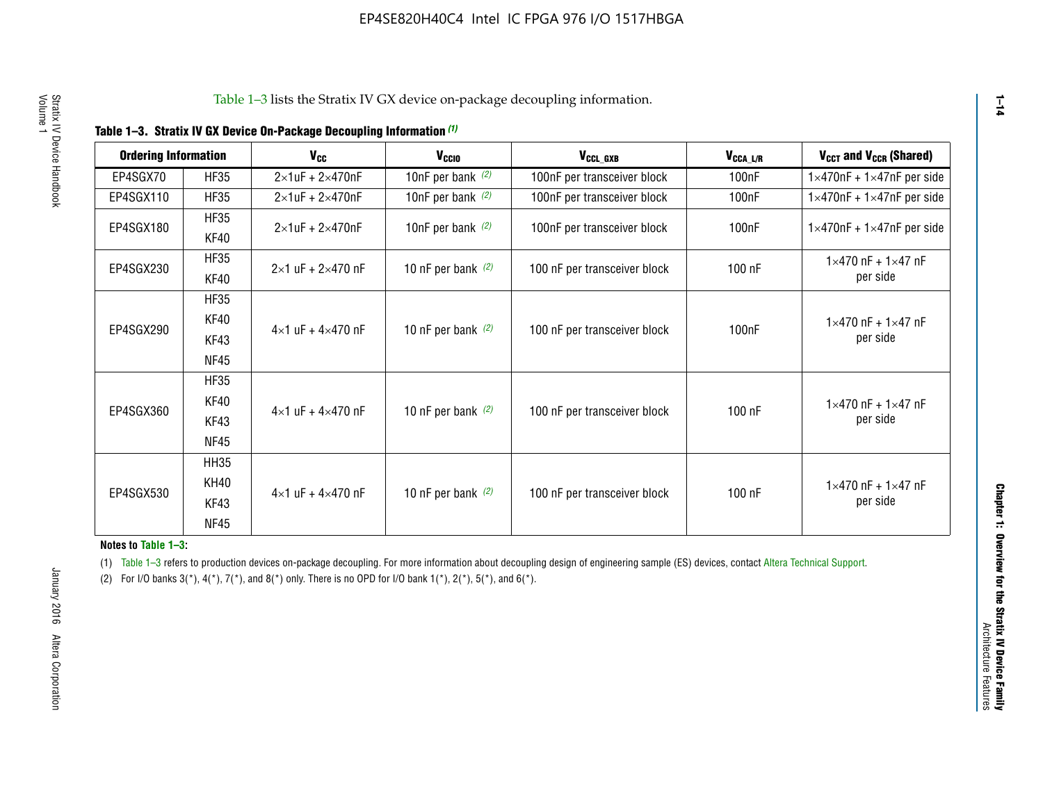Table 1–3 lists the Stratix IV GX device on-package decoupling information.

**Table 1–3. Stratix IV GX Device On-Package Decoupling Information (1)**

| Ordering Information | | $V_{CC}$ | $V_{CCIO}$ | $V_{CCL\_GXB}$ | $V_{CCA\_L/R}$ | $V_{CCT}$ and $V_{CCR}$ (Shared) |
|---|---|---|---|---|---|---|
| EP4SGX70 | HF35 | 2×1uF + 2×470nF | 10nF per bank (2) | 100nF per transceiver block | 100nF | 1×470nF + 1×47nF per side |
| EP4SGX110 | HF35 | 2×1uF + 2×470nF | 10nF per bank (2) | 100nF per transceiver block | 100nF | 1×470nF + 1×47nF per side |
| EP4SGX180 | HF35<br>KF40 | 2×1uF + 2×470nF | 10nF per bank (2) | 100nF per transceiver block | 100nF | 1×470nF + 1×47nF per side |
| EP4SGX230 | HF35<br>KF40 | 2×1 uF + 2×470 nF | 10 nF per bank (2) | 100 nF per transceiver block | 100 nF | 1×470 nF + 1×47 nF per side |
| EP4SGX290 | HF35<br>KF40<br>KF43<br>NF45 | 4×1 uF + 4×470 nF | 10 nF per bank (2) | 100 nF per transceiver block | 100nF | 1×470 nF + 1×47 nF per side |
| EP4SGX360 | HF35<br>KF40<br>KF43<br>NF45 | 4×1 uF + 4×470 nF | 10 nF per bank (2) | 100 nF per transceiver block | 100 nF | 1×470 nF + 1×47 nF per side |
| EP4SGX530 | HH35<br>KH40<br>KF43<br>NF45 | 4×1 uF + 4×470 nF | 10 nF per bank (2) | 100 nF per transceiver block | 100 nF | 1×470 nF + 1×47 nF per side |

**Notes to Table 1–3:**

(1) Table 1–3 refers to production devices on-package decoupling. For more information about decoupling design of engineering sample (ES) devices, contact Altera Technical Support.

(2) For I/O banks 3(*), 4(*), 7(*), and 8(*) only. There is no OPD for I/O bank 1(*), 2(*), 5(*), and 6(*).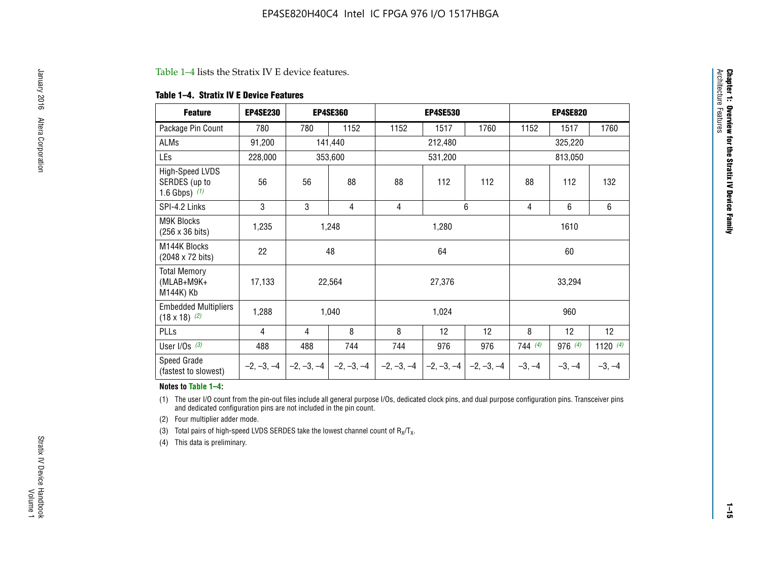Table 1–4 lists the Stratix IV E device features.

**Table 1–4. Stratix IV E Device Features**

| Feature | EP4SE230 | EP4SE360 | | EP4SE530 | | | EP4SE820 | | |
|---|---|---|---|---|---|---|---|---|---|
| Package Pin Count | 780 | 780 | 1152 | 1152 | 1517 | 1760 | 1152 | 1517 | 1760 |
| ALMs | 91,200 | 141,440 | | 212,480 | | | 325,220 | | |
| LEs | 228,000 | 353,600 | | 531,200 | | | 813,050 | | |
| High-Speed LVDS SERDES (up to 1.6 Gbps) (1) | 56 | 56 | 88 | 88 | 112 | 112 | 88 | 112 | 132 |
| SPI-4.2 Links | 3 | 3 | 4 | 4 | 6 | | 4 | 6 | 6 |
| M9K Blocks (256 x 36 bits) | 1,235 | 1,248 | | 1,280 | | | 1610 | | |
| M144K Blocks (2048 x 72 bits) | 22 | 48 | | 64 | | | 60 | | |
| Total Memory (MLAB+M9K+ M144K) Kb | 17,133 | 22,564 | | 27,376 | | | 33,294 | | |
| Embedded Multipliers (18 x 18) (2) | 1,288 | 1,040 | | 1,024 | | | 960 | | |
| PLLs | 4 | 4 | 8 | 8 | 12 | 12 | 8 | 12 | 12 |
| User I/Os (3) | 488 | 488 | 744 | 744 | 976 | 976 | 744 (4) | 976 (4) | 1120 (4) |
| Speed Grade (fastest to slowest) | –2, –3, –4 | –2, –3, –4 | –2, –3, –4 | –2, –3, –4 | –2, –3, –4 | –2, –3, –4 | –3, –4 | –3, –4 | –3, –4 |

**Notes to Table 1–4:**

(1) The user I/O count from the pin-out files include all general purpose I/Os, dedicated clock pins, and dual purpose configuration pins. Transceiver pins and dedicated configuration pins are not included in the pin count.

(2) Four multiplier adder mode.

(3) Total pairs of high-speed LVDS SERDES take the lowest channel count of $R_X/T_X$.

(4) This data is preliminary.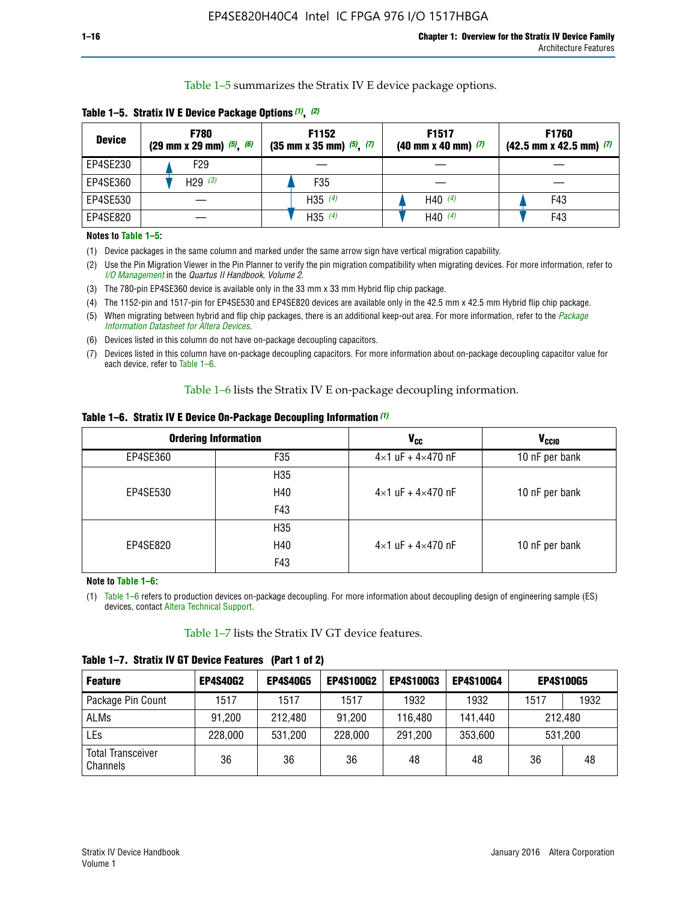Table 1–5 summarizes the Stratix IV E device package options.

**Table 1–5. Stratix IV E Device Package Options (1), (2)**

| Device | F780 (29 mm x 29 mm) (5), (6) | F1152 (35 mm x 35 mm) (5), (7) | F1517 (40 mm x 40 mm) (7) | F1760 (42.5 mm x 42.5 mm) (7) |
|---|---|---|---|---|
| EP4SE230 | F29 | — | — | — |
| EP4SE360 | H29 (3) | F35 | — | — |
| EP4SE530 | — | H35 (4) | H40 (4) | F43 |
| EP4SE820 | — | H35 (4) | H40 (4) | F43 |

**Notes to Table 1–5:**

(1) Device packages in the same column and marked under the same arrow sign have vertical migration capability.

(2) Use the Pin Migration Viewer in the Pin Planner to verify the pin migration compatibility when migrating devices. For more information, refer to *I/O Management* in the *Quartus II Handbook, Volume 2*.

(3) The 780-pin EP4SE360 device is available only in the 33 mm x 33 mm Hybrid flip chip package.

(4) The 1152-pin and 1517-pin for EP4SE530 and EP4SE820 devices are available only in the 42.5 mm x 42.5 mm Hybrid flip chip package.

(5) When migrating between hybrid and flip chip packages, there is an additional keep-out area. For more information, refer to the *Package Information Datasheet for Altera Devices*.

(6) Devices listed in this column do not have on-package decoupling capacitors.

(7) Devices listed in this column have on-package decoupling capacitors. For more information about on-package decoupling capacitor value for each device, refer to Table 1–6.

Table 1–6 lists the Stratix IV E on-package decoupling information.

**Table 1–6. Stratix IV E Device On-Package Decoupling Information (1)**

| Ordering Information | | $V_{CC}$ | $V_{CCIO}$ |
|---|---|---|---|
| EP4SE360 | F35 | 4×1 uF + 4×470 nF | 10 nF per bank |
| EP4SE530 | H35 | 4×1 uF + 4×470 nF | 10 nF per bank |
| | H40 | | |
| | F43 | | |
| EP4SE820 | H35 | 4×1 uF + 4×470 nF | 10 nF per bank |
| | H40 | | |
| | F43 | | |

**Note to Table 1–6:**

(1) Table 1–6 refers to production devices on-package decoupling. For more information about decoupling design of engineering sample (ES) devices, contact Altera Technical Support.

Table 1–7 lists the Stratix IV GT device features.

**Table 1–7. Stratix IV GT Device Features (Part 1 of 2)**

| Feature | EP4S40G2 | EP4S40G5 | EP4S100G2 | EP4S100G3 | EP4S100G4 | EP4S100G5 | |
|---|---|---|---|---|---|---|---|
| Package Pin Count | 1517 | 1517 | 1517 | 1932 | 1932 | 1517 | 1932 |
| ALMs | 91,200 | 212,480 | 91,200 | 116,480 | 141,440 | 212,480 | |
| LEs | 228,000 | 531,200 | 228,000 | 291,200 | 353,600 | 531,200 | |
| Total Transceiver Channels | 36 | 36 | 36 | 48 | 48 | 36 | 48 |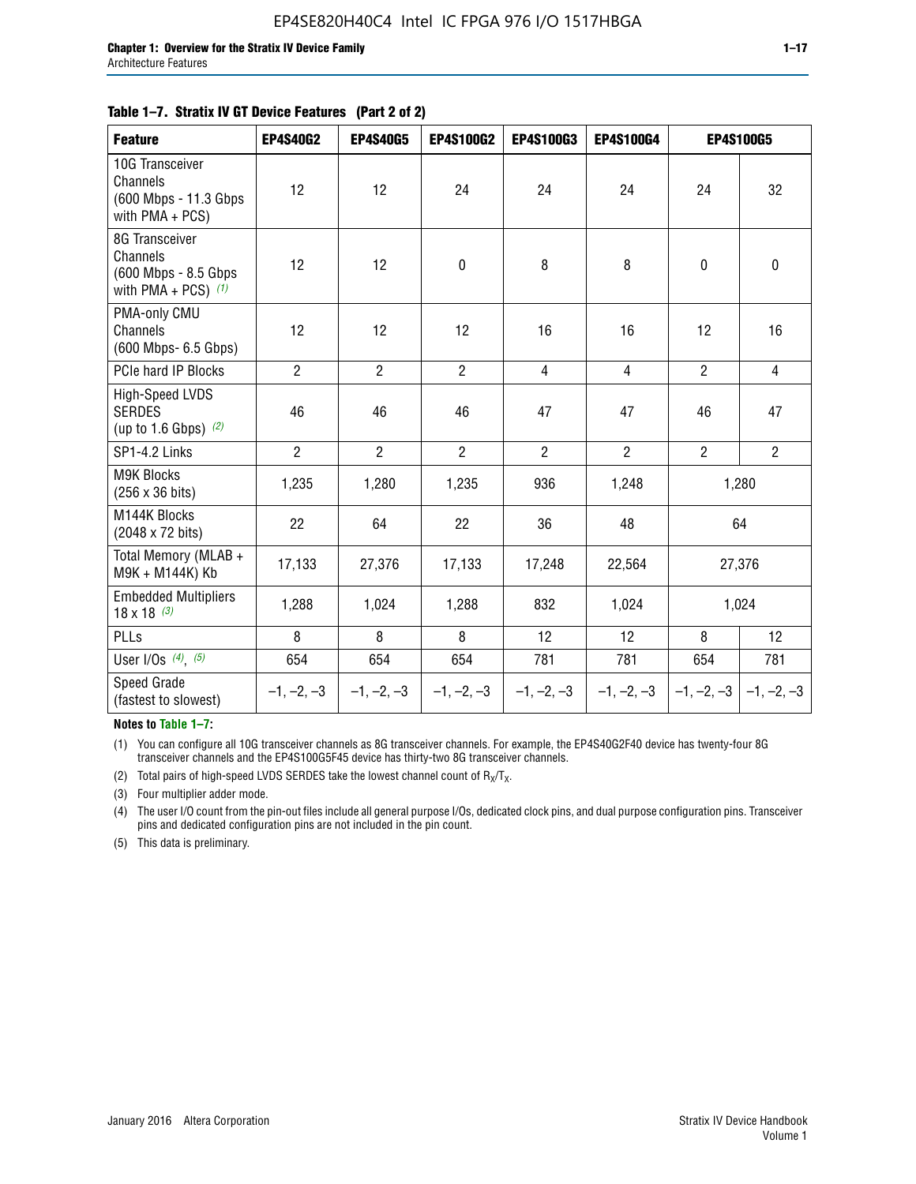**Table 1–7. Stratix IV GT Device Features (Part 2 of 2)**

| Feature | EP4S40G2 | EP4S40G5 | EP4S100G2 | EP4S100G3 | EP4S100G4 | EP4S100G5 | |
|---|---|---|---|---|---|---|---|
| 10G Transceiver Channels (600 Mbps - 11.3 Gbps with PMA + PCS) | 12 | 12 | 24 | 24 | 24 | 24 | 32 |
| 8G Transceiver Channels (600 Mbps - 8.5 Gbps with PMA + PCS) *(1)* | 12 | 12 | 0 | 8 | 8 | 0 | 0 |
| PMA-only CMU Channels (600 Mbps- 6.5 Gbps) | 12 | 12 | 12 | 16 | 16 | 12 | 16 |
| PCIe hard IP Blocks | 2 | 2 | 2 | 4 | 4 | 2 | 4 |
| High-Speed LVDS SERDES (up to 1.6 Gbps) *(2)* | 46 | 46 | 46 | 47 | 47 | 46 | 47 |
| SP1-4.2 Links | 2 | 2 | 2 | 2 | 2 | 2 | 2 |
| M9K Blocks (256 x 36 bits) | 1,235 | 1,280 | 1,235 | 936 | 1,248 | 1,280 | |
| M144K Blocks (2048 x 72 bits) | 22 | 64 | 22 | 36 | 48 | 64 | |
| Total Memory (MLAB + M9K + M144K) Kb | 17,133 | 27,376 | 17,133 | 17,248 | 22,564 | 27,376 | |
| Embedded Multipliers 18 x 18 *(3)* | 1,288 | 1,024 | 1,288 | 832 | 1,024 | 1,024 | |
| PLLs | 8 | 8 | 8 | 12 | 12 | 8 | 12 |
| User I/Os *(4)*, *(5)* | 654 | 654 | 654 | 781 | 781 | 654 | 781 |
| Speed Grade (fastest to slowest) | –1, –2, –3 | –1, –2, –3 | –1, –2, –3 | –1, –2, –3 | –1, –2, –3 | –1, –2, –3 | –1, –2, –3 |

**Notes to Table 1–7:**

(1) You can configure all 10G transceiver channels as 8G transceiver channels. For example, the EP4S40G2F40 device has twenty-four 8G transceiver channels and the EP4S100G5F45 device has thirty-two 8G transceiver channels.

(2) Total pairs of high-speed LVDS SERDES take the lowest channel count of $R_X/T_X$.

(3) Four multiplier adder mode.

(4) The user I/O count from the pin-out files include all general purpose I/Os, dedicated clock pins, and dual purpose configuration pins. Transceiver pins and dedicated configuration pins are not included in the pin count.

(5) This data is preliminary.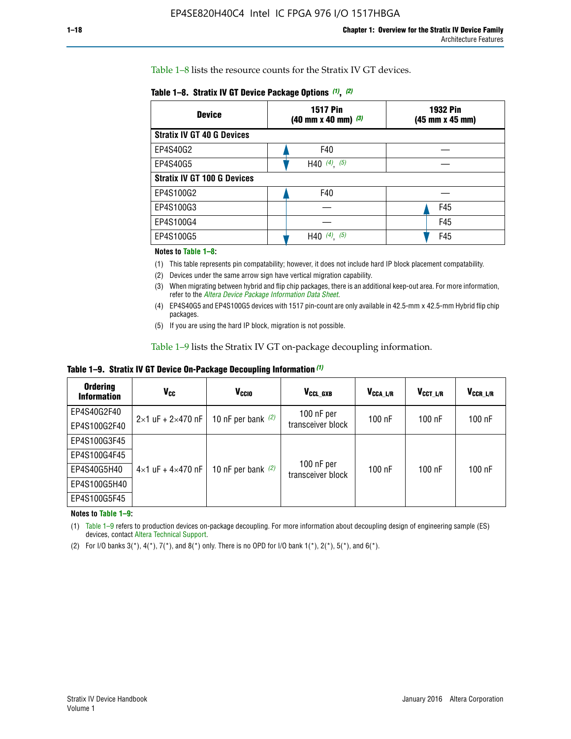Table 1–8 lists the resource counts for the Stratix IV GT devices.

**Table 1–8. Stratix IV GT Device Package Options (1), (2)**

| Device | 1517 Pin (40 mm x 40 mm) (3) | 1932 Pin (45 mm x 45 mm) |
|---|---|---|
| **Stratix IV GT 40 G Devices** | | |
| EP4S40G2 | F40 | — |
| EP4S40G5 | H40 (4), (5) | — |
| **Stratix IV GT 100 G Devices** | | |
| EP4S100G2 | F40 | — |
| EP4S100G3 | — | F45 |
| EP4S100G4 | — | F45 |
| EP4S100G5 | H40 (4), (5) | F45 |

**Notes to Table 1–8:**

(1) This table represents pin compatability; however, it does not include hard IP block placement compatability.

(2) Devices under the same arrow sign have vertical migration capability.

(3) When migrating between hybrid and flip chip packages, there is an additional keep-out area. For more information, refer to the *Altera Device Package Information Data Sheet*.

(4) EP4S40G5 and EP4S100G5 devices with 1517 pin-count are only available in 42.5-mm x 42.5-mm Hybrid flip chip packages.

(5) If you are using the hard IP block, migration is not possible.

Table 1–9 lists the Stratix IV GT on-package decoupling information.

**Table 1–9. Stratix IV GT Device On-Package Decoupling Information (1)**

| Ordering Information | $V_{CC}$ | $V_{CCIO}$ | $V_{CCL\_GXB}$ | $V_{CCA\_L/R}$ | $V_{CCT\_L/R}$ | $V_{CCR\_L/R}$ |
|---|---|---|---|---|---|---|
| EP4S40G2F40 | 2×1 uF + 2×470 nF | 10 nF per bank (2) | 100 nF per transceiver block | 100 nF | 100 nF | 100 nF |
| EP4S100G2F40 | | | | | | |
| EP4S100G3F45 | 4×1 uF + 4×470 nF | 10 nF per bank (2) | 100 nF per transceiver block | 100 nF | 100 nF | 100 nF |
| EP4S100G4F45 | | | | | | |
| EP4S40G5H40 | | | | | | |
| EP4S100G5H40 | | | | | | |
| EP4S100G5F45 | | | | | | |

**Notes to Table 1–9:**

(1) Table 1–9 refers to production devices on-package decoupling. For more information about decoupling design of engineering sample (ES) devices, contact Altera Technical Support.

(2) For I/O banks 3(*), 4(*), 7(*), and 8(*) only. There is no OPD for I/O bank 1(*), 2(*), 5(*), and 6(*).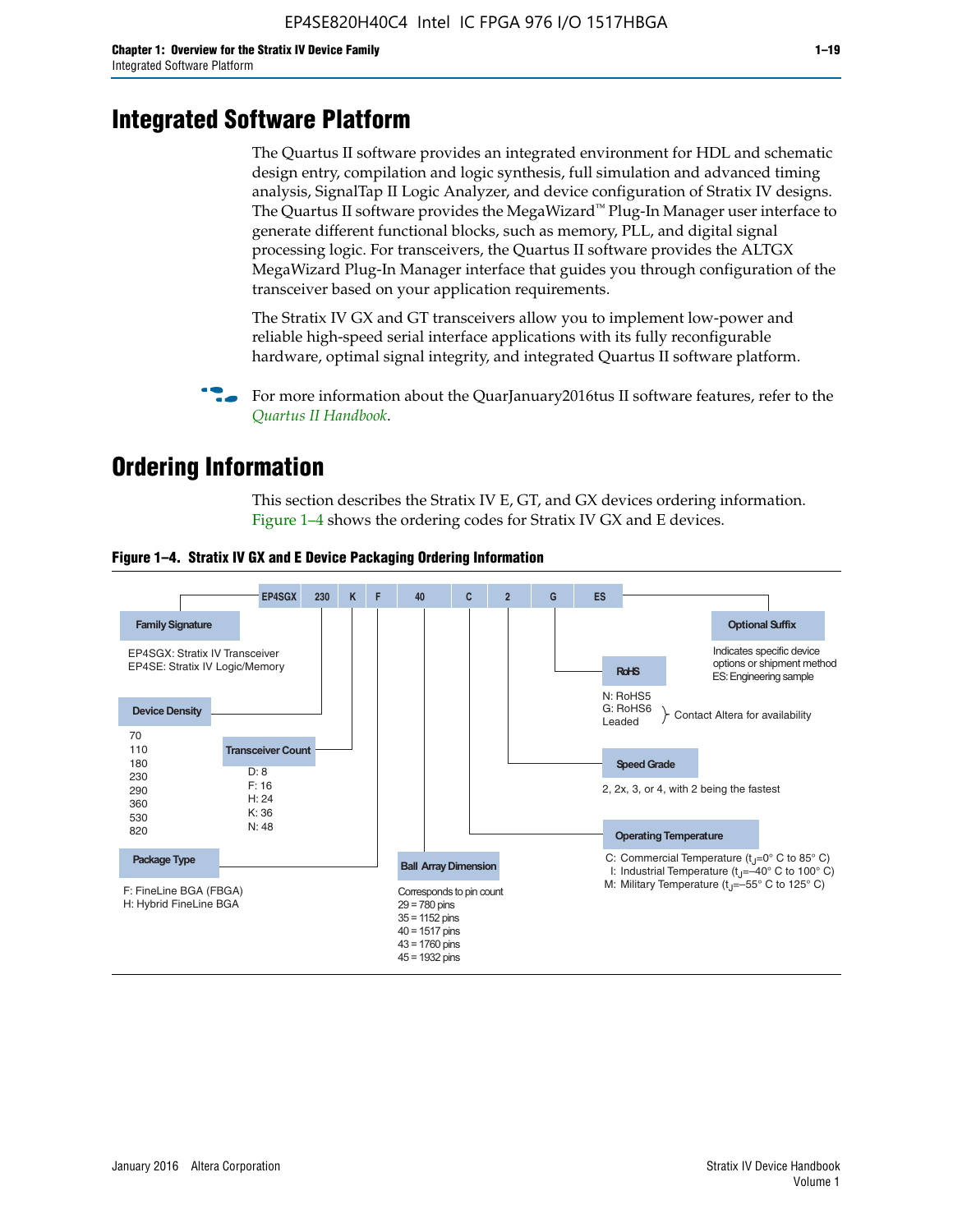# Integrated Software Platform

The Quartus II software provides an integrated environment for HDL and schematic design entry, compilation and logic synthesis, full simulation and advanced timing analysis, SignalTap II Logic Analyzer, and device configuration of Stratix IV designs. The Quartus II software provides the MegaWizard™ Plug-In Manager user interface to generate different functional blocks, such as memory, PLL, and digital signal processing logic. For transceivers, the Quartus II software provides the ALTGX MegaWizard Plug-In Manager interface that guides you through configuration of the transceiver based on your application requirements.

The Stratix IV GX and GT transceivers allow you to implement low-power and reliable high-speed serial interface applications with its fully reconfigurable hardware, optimal signal integrity, and integrated Quartus II software platform.

For more information about the QuarJanuary2016tus II software features, refer to the *Quartus II Handbook*.

# Ordering Information

This section describes the Stratix IV E, GT, and GX devices ordering information. Figure 1–4 shows the ordering codes for Stratix IV GX and E devices.

**Figure 1–4. Stratix IV GX and E Device Packaging Ordering Information**

EP4SGX | 230 | K | F | 40 | C | 2 | G | ES

**Family Signature**
- EP4SGX: Stratix IV Transceiver
- EP4SE: Stratix IV Logic/Memory

**Device Density**
- 70
- 110
- 180
- 230
- 290
- 360
- 530
- 820

**Transceiver Count**
- D: 8
- F: 16
- H: 24
- K: 36
- N: 48

**Package Type**
- F: FineLine BGA (FBGA)
- H: Hybrid FineLine BGA

**Ball Array Dimension**

Corresponds to pin count
- 29 = 780 pins
- 35 = 1152 pins
- 40 = 1517 pins
- 43 = 1760 pins
- 45 = 1932 pins

**Operating Temperature**
- C: Commercial Temperature ($t_J$=0° C to 85° C)
- I: Industrial Temperature ($t_J$=–40° C to 100° C)
- M: Military Temperature ($t_J$=–55° C to 125° C)

**Speed Grade**

2, 2x, 3, or 4, with 2 being the fastest

**RoHS**
- N: RoHS5
- G: RoHS6
- Leaded

Contact Altera for availability

**Optional Suffix**

Indicates specific device options or shipment method
ES: Engineering sample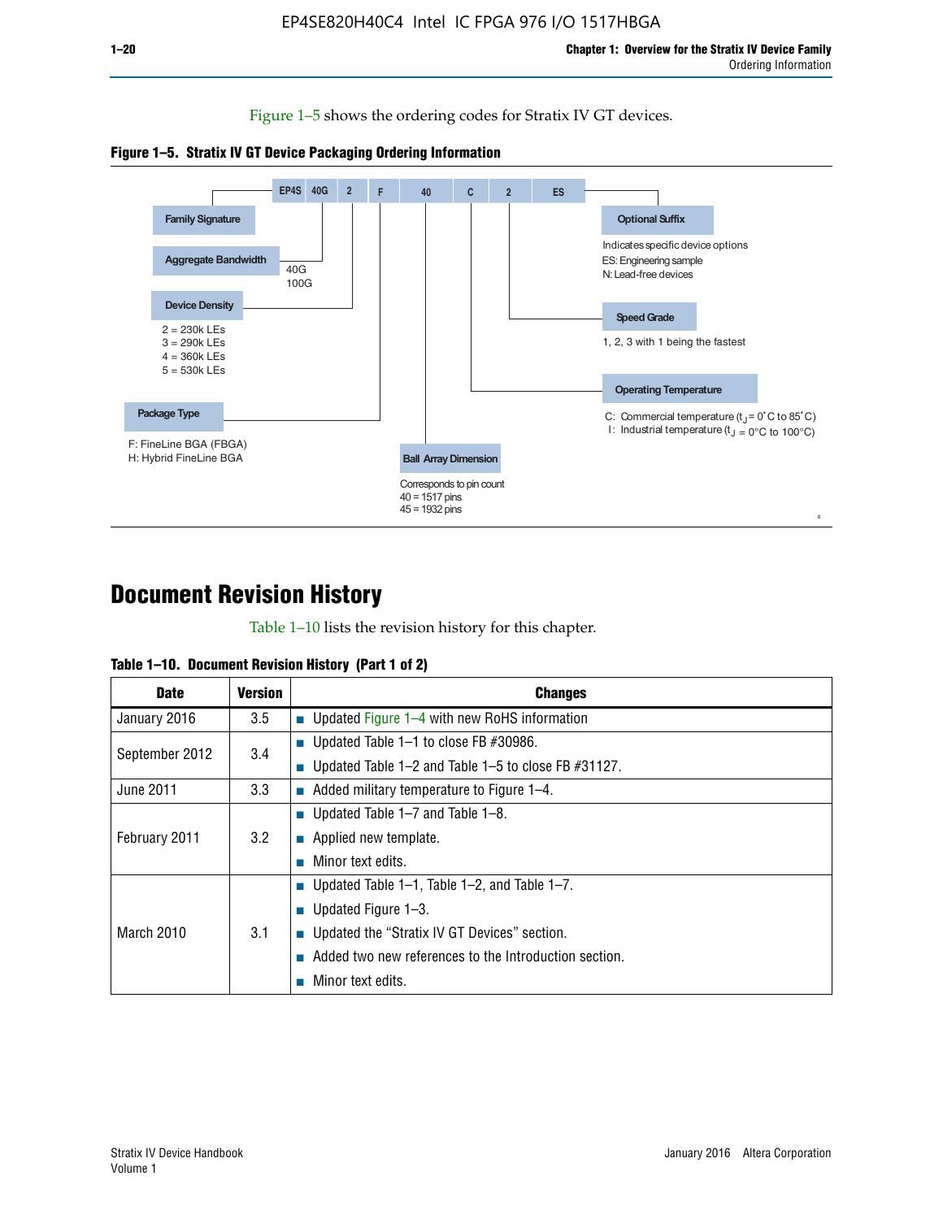Figure 1–5 shows the ordering codes for Stratix IV GT devices.

**Figure 1–5. Stratix IV GT Device Packaging Ordering Information**

EP4S 40G 2 F 40 C 2 ES

- **Family Signature**
- **Aggregate Bandwidth**: 40G, 100G
- **Device Density**: 2 = 230k LEs; 3 = 290k LEs; 4 = 360k LEs; 5 = 530k LEs
- **Package Type**: F: FineLine BGA (FBGA); H: Hybrid FineLine BGA
- **Ball Array Dimension**: Corresponds to pin count; 40 = 1517 pins; 45 = 1932 pins
- **Operating Temperature**: C: Commercial temperature ($t_J$ = 0˚C to 85˚C); I: Industrial temperature ($t_J$ = 0°C to 100°C)
- **Speed Grade**: 1, 2, 3 with 1 being the fastest
- **Optional Suffix**: Indicates specific device options; ES: Engineering sample; N: Lead-free devices

# Document Revision History

Table 1–10 lists the revision history for this chapter.

**Table 1–10. Document Revision History (Part 1 of 2)**

| Date | Version | Changes |
|---|---|---|
| January 2016 | 3.5 | ■ Updated Figure 1–4 with new RoHS information |
| September 2012 | 3.4 | ■ Updated Table 1–1 to close FB #30986.<br>■ Updated Table 1–2 and Table 1–5 to close FB #31127. |
| June 2011 | 3.3 | ■ Added military temperature to Figure 1–4. |
| February 2011 | 3.2 | ■ Updated Table 1–7 and Table 1–8.<br>■ Applied new template.<br>■ Minor text edits. |
| March 2010 | 3.1 | ■ Updated Table 1–1, Table 1–2, and Table 1–7.<br>■ Updated Figure 1–3.<br>■ Updated the "Stratix IV GT Devices" section.<br>■ Added two new references to the Introduction section.<br>■ Minor text edits. |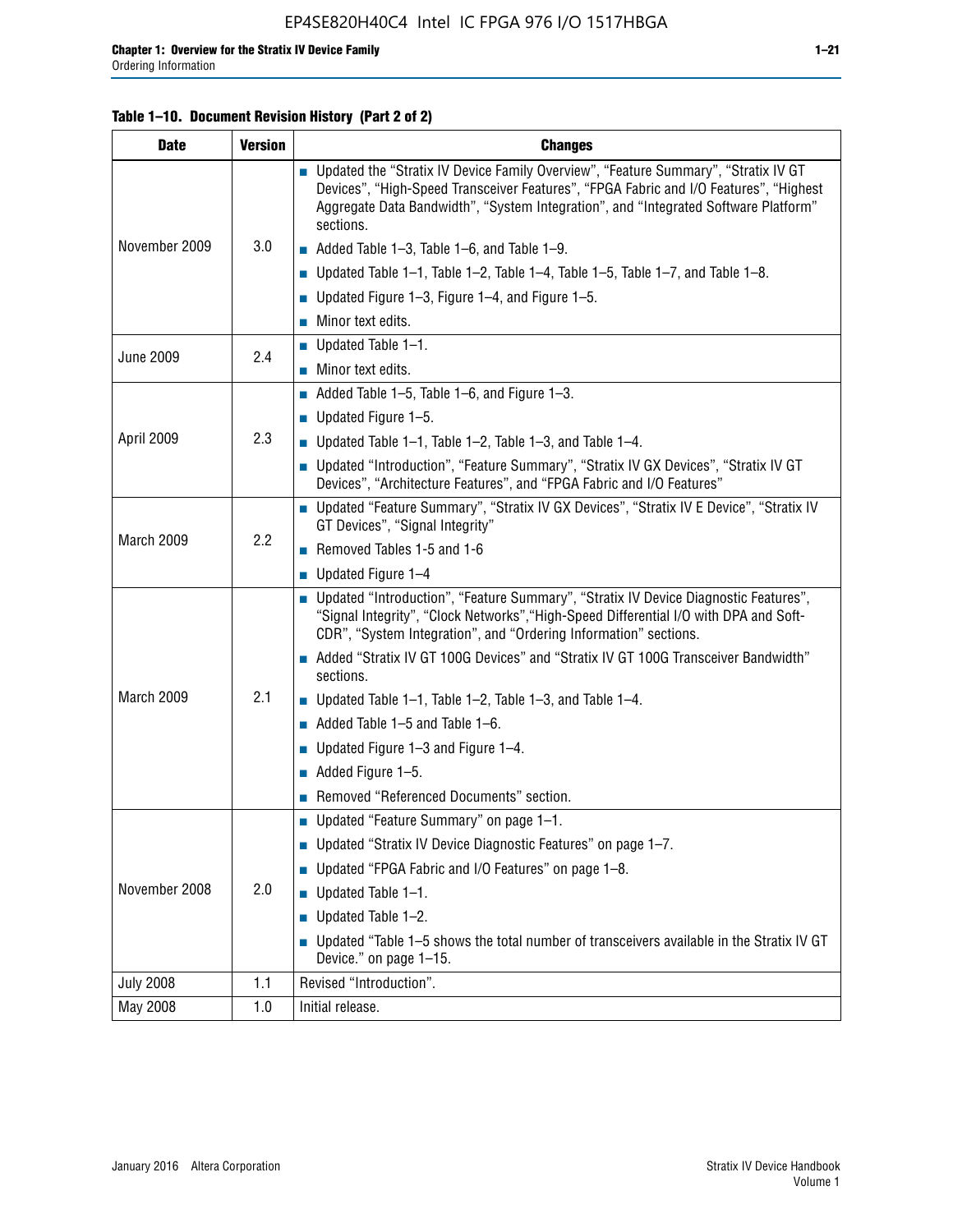**Table 1–10. Document Revision History (Part 2 of 2)**

| Date | Version | Changes |
|---|---|---|
| November 2009 | 3.0 | ■ Updated the "Stratix IV Device Family Overview", "Feature Summary", "Stratix IV GT Devices", "High-Speed Transceiver Features", "FPGA Fabric and I/O Features", "Highest Aggregate Data Bandwidth", "System Integration", and "Integrated Software Platform" sections.<br>■ Added Table 1–3, Table 1–6, and Table 1–9.<br>■ Updated Table 1–1, Table 1–2, Table 1–4, Table 1–5, Table 1–7, and Table 1–8.<br>■ Updated Figure 1–3, Figure 1–4, and Figure 1–5.<br>■ Minor text edits. |
| June 2009 | 2.4 | ■ Updated Table 1–1.<br>■ Minor text edits. |
| April 2009 | 2.3 | ■ Added Table 1–5, Table 1–6, and Figure 1–3.<br>■ Updated Figure 1–5.<br>■ Updated Table 1–1, Table 1–2, Table 1–3, and Table 1–4.<br>■ Updated "Introduction", "Feature Summary", "Stratix IV GX Devices", "Stratix IV GT Devices", "Architecture Features", and "FPGA Fabric and I/O Features" |
| March 2009 | 2.2 | ■ Updated "Feature Summary", "Stratix IV GX Devices", "Stratix IV E Device", "Stratix IV GT Devices", "Signal Integrity"<br>■ Removed Tables 1-5 and 1-6<br>■ Updated Figure 1–4 |
| March 2009 | 2.1 | ■ Updated "Introduction", "Feature Summary", "Stratix IV Device Diagnostic Features", "Signal Integrity", "Clock Networks","High-Speed Differential I/O with DPA and Soft-CDR", "System Integration", and "Ordering Information" sections.<br>■ Added "Stratix IV GT 100G Devices" and "Stratix IV GT 100G Transceiver Bandwidth" sections.<br>■ Updated Table 1–1, Table 1–2, Table 1–3, and Table 1–4.<br>■ Added Table 1–5 and Table 1–6.<br>■ Updated Figure 1–3 and Figure 1–4.<br>■ Added Figure 1–5.<br>■ Removed "Referenced Documents" section. |
| November 2008 | 2.0 | ■ Updated "Feature Summary" on page 1–1.<br>■ Updated "Stratix IV Device Diagnostic Features" on page 1–7.<br>■ Updated "FPGA Fabric and I/O Features" on page 1–8.<br>■ Updated Table 1–1.<br>■ Updated Table 1–2.<br>■ Updated "Table 1–5 shows the total number of transceivers available in the Stratix IV GT Device." on page 1–15. |
| July 2008 | 1.1 | Revised "Introduction". |
| May 2008 | 1.0 | Initial release. |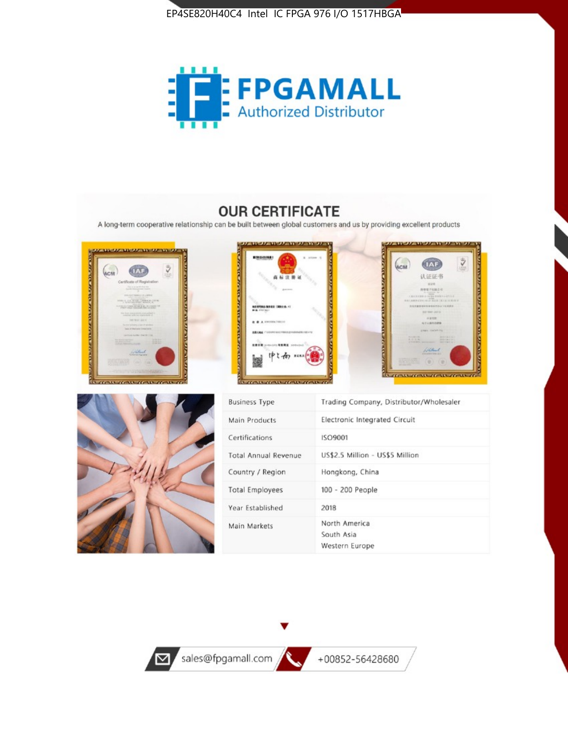FPGAMALL
Authorized Distributor

## OUR CERTIFICATE

A long-term cooperative relationship can be built between global customers and us by providing excellent products

| | |
|---|---|
| Business Type | Trading Company, Distributor/Wholesaler |
| Main Products | Electronic Integrated Circuit |
| Certifications | ISO9001 |
| Total Annual Revenue | US$2.5 Million - US$5 Million |
| Country / Region | Hongkong, China |
| Total Employees | 100 - 200 People |
| Year Established | 2018 |
| Main Markets | North America<br>South Asia<br>Western Europe |

sales@fpgamall.com +00852-56428680